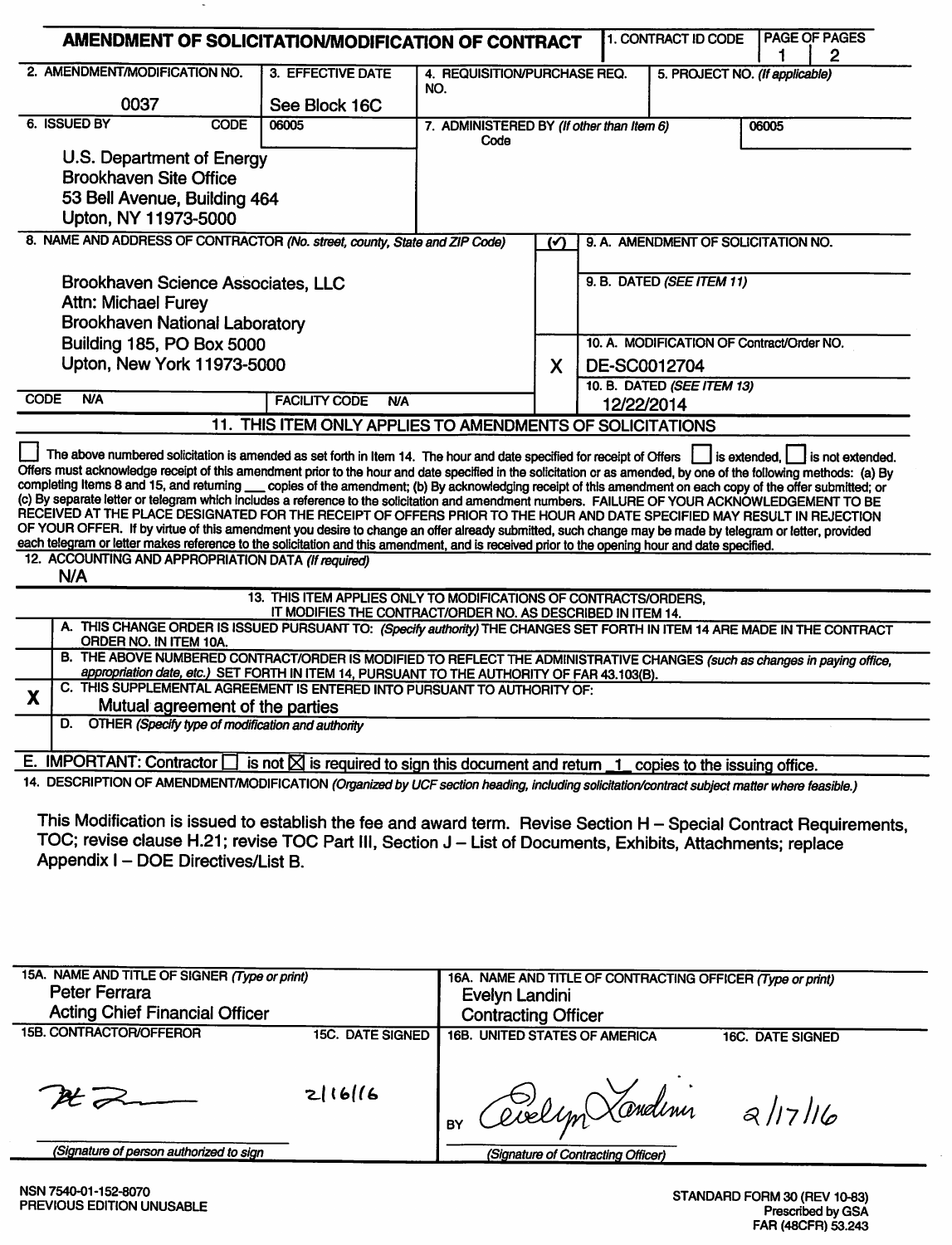# AMENDMENT OF SOLICITATION/MODIFICATION OF CONTRACT

| 1. CONTRACT ID CODE | PAGE OF PAGES |
|---|---|
| | 1 \| 2 |

| 2. AMENDMENT/MODIFICATION NO. | 3. EFFECTIVE DATE | 4. REQUISITION/PURCHASE REQ. NO. | 5. PROJECT NO. *(If applicable)* |
|---|---|---|---|
| 0037 | See Block 16C | | |

| 6. ISSUED BY CODE 06005 | 7. ADMINISTERED BY *(If other than Item 6)* Code 06005 |
|---|---|
| U.S. Department of Energy<br>Brookhaven Site Office<br>53 Bell Avenue, Building 464<br>Upton, NY 11973-5000 | |

**8. NAME AND ADDRESS OF CONTRACTOR** *(No. street, county, State and ZIP Code)*

Brookhaven Science Associates, LLC
Attn: Michael Furey
Brookhaven National Laboratory
Building 185, PO Box 5000
Upton, New York 11973-5000

CODE N/A | FACILITY CODE N/A

| (✓) | |
|---|---|
| | 9. A. AMENDMENT OF SOLICITATION NO. |
| | 9. B. DATED *(SEE ITEM 11)* |
| X | 10. A. MODIFICATION OF Contract/Order NO. DE-SC0012704 |
| | 10. B. DATED *(SEE ITEM 13)* 12/22/2014 |

## 11. THIS ITEM ONLY APPLIES TO AMENDMENTS OF SOLICITATIONS

☐ The above numbered solicitation is amended as set forth in Item 14. The hour and date specified for receipt of Offers ☐ is extended, ☐ is not extended. Offers must acknowledge receipt of this amendment prior to the hour and date specified in the solicitation or as amended, by one of the following methods: (a) By completing Items 8 and 15, and returning ___ copies of the amendment; (b) By acknowledging receipt of this amendment on each copy of the offer submitted; or (c) By separate letter or telegram which includes a reference to the solicitation and amendment numbers. FAILURE OF YOUR ACKNOWLEDGEMENT TO BE RECEIVED AT THE PLACE DESIGNATED FOR THE RECEIPT OF OFFERS PRIOR TO THE HOUR AND DATE SPECIFIED MAY RESULT IN REJECTION OF YOUR OFFER. If by virtue of this amendment you desire to change an offer already submitted, such change may be made by telegram or letter, provided each telegram or letter makes reference to the solicitation and this amendment, and is received prior to the opening hour and date specified.

**12. ACCOUNTING AND APPROPRIATION DATA** *(If required)*

N/A

## 13. THIS ITEM APPLIES ONLY TO MODIFICATIONS OF CONTRACTS/ORDERS, IT MODIFIES THE CONTRACT/ORDER NO. AS DESCRIBED IN ITEM 14.

| | |
|---|---|
| | A. THIS CHANGE ORDER IS ISSUED PURSUANT TO: *(Specify authority)* THE CHANGES SET FORTH IN ITEM 14 ARE MADE IN THE CONTRACT ORDER NO. IN ITEM 10A. |
| | B. THE ABOVE NUMBERED CONTRACT/ORDER IS MODIFIED TO REFLECT THE ADMINISTRATIVE CHANGES *(such as changes in paying office, appropriation date, etc.)* SET FORTH IN ITEM 14, PURSUANT TO THE AUTHORITY OF FAR 43.103(B). |
| X | C. THIS SUPPLEMENTAL AGREEMENT IS ENTERED INTO PURSUANT TO AUTHORITY OF: Mutual agreement of the parties |
| | D. OTHER *(Specify type of modification and authority)* |

E. IMPORTANT: Contractor ☐ is not ☒ is required to sign this document and return 1 copies to the issuing office.

**14. DESCRIPTION OF AMENDMENT/MODIFICATION** *(Organized by UCF section heading, including solicitation/contract subject matter where feasible.)*

This Modification is issued to establish the fee and award term. Revise Section H – Special Contract Requirements, TOC; revise clause H.21; revise TOC Part III, Section J – List of Documents, Exhibits, Attachments; replace Appendix I – DOE Directives/List B.

| 15A. NAME AND TITLE OF SIGNER *(Type or print)* | | 16A. NAME AND TITLE OF CONTRACTING OFFICER *(Type or print)* | |
|---|---|---|---|
| Peter Ferrara<br>Acting Chief Financial Officer | | Evelyn Landini<br>Contracting Officer | |
| 15B. CONTRACTOR/OFFEROR | 15C. DATE SIGNED | 16B. UNITED STATES OF AMERICA | 16C. DATE SIGNED |
| [signature] | 2/16/16 | BY Evelyn Landini [signature] | 2/17/16 |
| *(Signature of person authorized to sign)* | | *(Signature of Contracting Officer)* | |

NSN 7540-01-152-8070
PREVIOUS EDITION UNUSABLE

STANDARD FORM 30 (REV 10-83)
Prescribed by GSA
FAR (48CFR) 53.243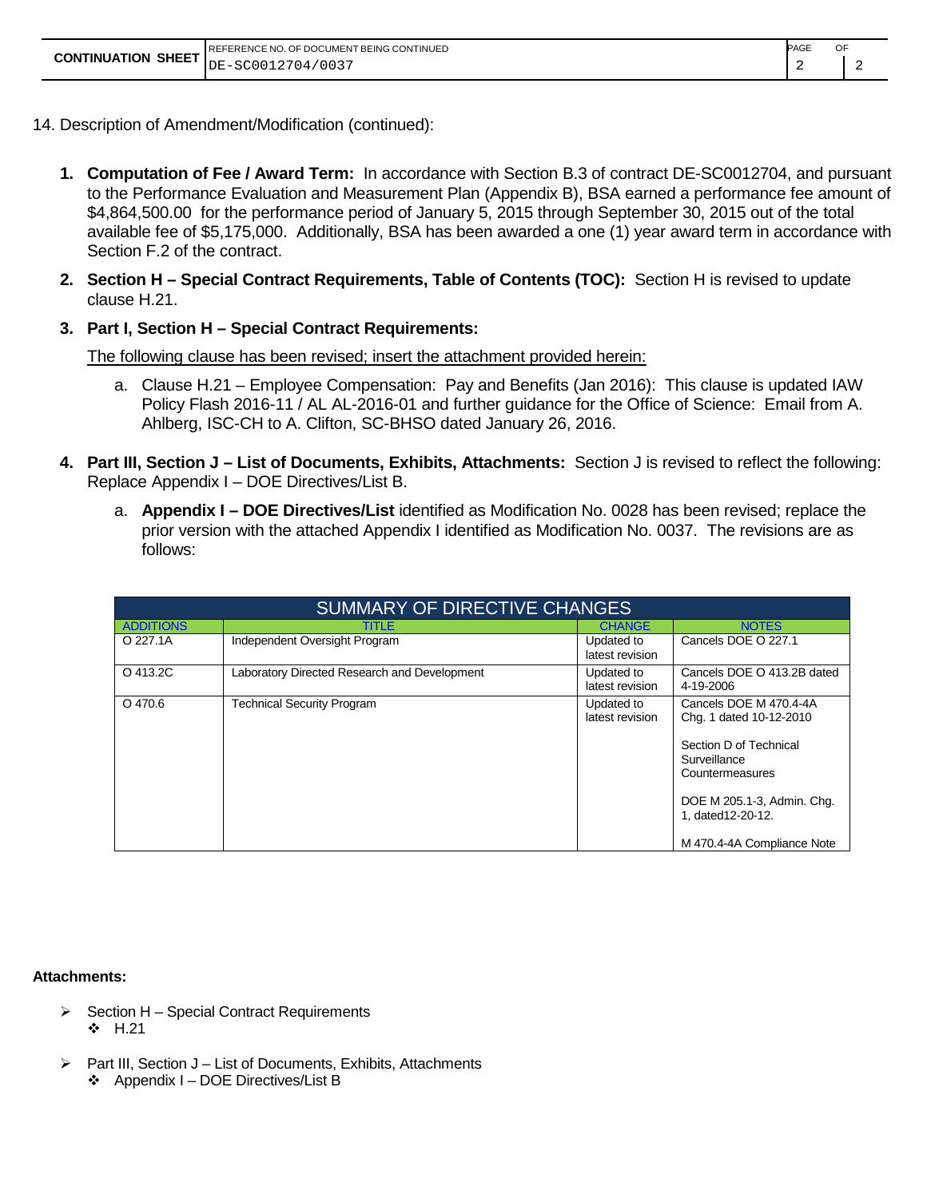14. Description of Amendment/Modification (continued):

1. **Computation of Fee / Award Term:** In accordance with Section B.3 of contract DE-SC0012704, and pursuant to the Performance Evaluation and Measurement Plan (Appendix B), BSA earned a performance fee amount of $4,864,500.00 for the performance period of January 5, 2015 through September 30, 2015 out of the total available fee of $5,175,000. Additionally, BSA has been awarded a one (1) year award term in accordance with Section F.2 of the contract.

2. **Section H – Special Contract Requirements, Table of Contents (TOC):** Section H is revised to update clause H.21.

3. **Part I, Section H – Special Contract Requirements:**

   The following clause has been revised; insert the attachment provided herein:

   a. Clause H.21 – Employee Compensation: Pay and Benefits (Jan 2016): This clause is updated IAW Policy Flash 2016-11 / AL AL-2016-01 and further guidance for the Office of Science: Email from A. Ahlberg, ISC-CH to A. Clifton, SC-BHSO dated January 26, 2016.

4. **Part III, Section J – List of Documents, Exhibits, Attachments:** Section J is revised to reflect the following: Replace Appendix I – DOE Directives/List B.

   a. **Appendix I – DOE Directives/List** identified as Modification No. 0028 has been revised; replace the prior version with the attached Appendix I identified as Modification No. 0037. The revisions are as follows:

| SUMMARY OF DIRECTIVE CHANGES | | | |
|---|---|---|---|
| ADDITIONS | TITLE | CHANGE | NOTES |
| O 227.1A | Independent Oversight Program | Updated to latest revision | Cancels DOE O 227.1 |
| O 413.2C | Laboratory Directed Research and Development | Updated to latest revision | Cancels DOE O 413.2B dated 4-19-2006 |
| O 470.6 | Technical Security Program | Updated to latest revision | Cancels DOE M 470.4-4A Chg. 1 dated 10-12-2010<br><br>Section D of Technical Surveillance Countermeasures<br><br>DOE M 205.1-3, Admin. Chg. 1, dated12-20-12.<br><br>M 470.4-4A Compliance Note |

**Attachments:**

- Section H – Special Contract Requirements
  - H.21
- Part III, Section J – List of Documents, Exhibits, Attachments
  - Appendix I – DOE Directives/List B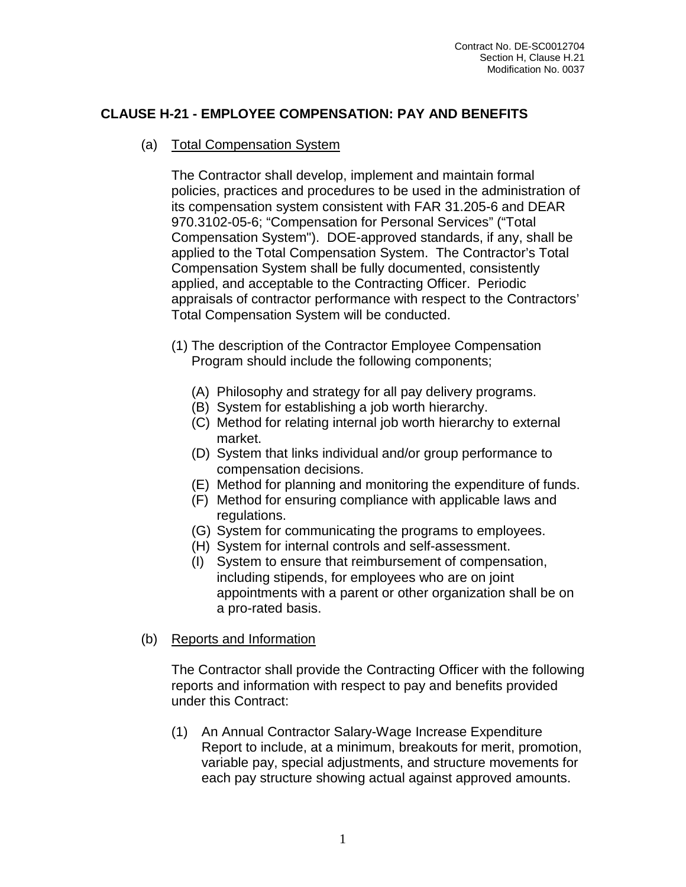## CLAUSE H-21 - EMPLOYEE COMPENSATION: PAY AND BENEFITS

(a) Total Compensation System

The Contractor shall develop, implement and maintain formal policies, practices and procedures to be used in the administration of its compensation system consistent with FAR 31.205-6 and DEAR 970.3102-05-6; “Compensation for Personal Services” (“Total Compensation System"). DOE-approved standards, if any, shall be applied to the Total Compensation System. The Contractor’s Total Compensation System shall be fully documented, consistently applied, and acceptable to the Contracting Officer. Periodic appraisals of contractor performance with respect to the Contractors’ Total Compensation System will be conducted.

(1) The description of the Contractor Employee Compensation Program should include the following components;

- (A) Philosophy and strategy for all pay delivery programs.
- (B) System for establishing a job worth hierarchy.
- (C) Method for relating internal job worth hierarchy to external market.
- (D) System that links individual and/or group performance to compensation decisions.
- (E) Method for planning and monitoring the expenditure of funds.
- (F) Method for ensuring compliance with applicable laws and regulations.
- (G) System for communicating the programs to employees.
- (H) System for internal controls and self-assessment.
- (I) System to ensure that reimbursement of compensation, including stipends, for employees who are on joint appointments with a parent or other organization shall be on a pro-rated basis.

(b) Reports and Information

The Contractor shall provide the Contracting Officer with the following reports and information with respect to pay and benefits provided under this Contract:

(1) An Annual Contractor Salary-Wage Increase Expenditure Report to include, at a minimum, breakouts for merit, promotion, variable pay, special adjustments, and structure movements for each pay structure showing actual against approved amounts.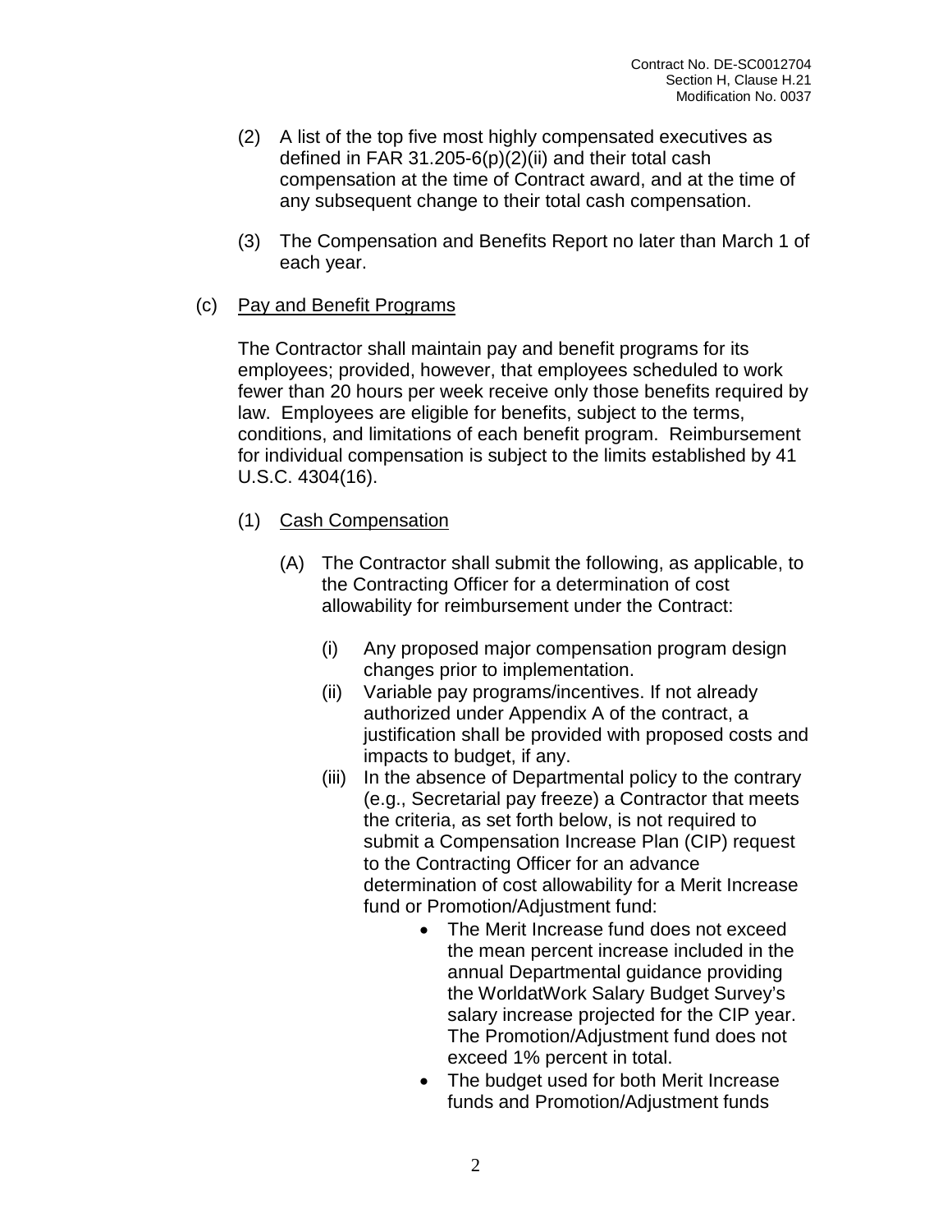(2) A list of the top five most highly compensated executives as defined in FAR 31.205-6(p)(2)(ii) and their total cash compensation at the time of Contract award, and at the time of any subsequent change to their total cash compensation.

(3) The Compensation and Benefits Report no later than March 1 of each year.

(c) <u>Pay and Benefit Programs</u>

The Contractor shall maintain pay and benefit programs for its employees; provided, however, that employees scheduled to work fewer than 20 hours per week receive only those benefits required by law. Employees are eligible for benefits, subject to the terms, conditions, and limitations of each benefit program. Reimbursement for individual compensation is subject to the limits established by 41 U.S.C. 4304(16).

(1) <u>Cash Compensation</u>

(A) The Contractor shall submit the following, as applicable, to the Contracting Officer for a determination of cost allowability for reimbursement under the Contract:

(i) Any proposed major compensation program design changes prior to implementation.

(ii) Variable pay programs/incentives. If not already authorized under Appendix A of the contract, a justification shall be provided with proposed costs and impacts to budget, if any.

(iii) In the absence of Departmental policy to the contrary (e.g., Secretarial pay freeze) a Contractor that meets the criteria, as set forth below, is not required to submit a Compensation Increase Plan (CIP) request to the Contracting Officer for an advance determination of cost allowability for a Merit Increase fund or Promotion/Adjustment fund:

- The Merit Increase fund does not exceed the mean percent increase included in the annual Departmental guidance providing the WorldatWork Salary Budget Survey's salary increase projected for the CIP year. The Promotion/Adjustment fund does not exceed 1% percent in total.
- The budget used for both Merit Increase funds and Promotion/Adjustment funds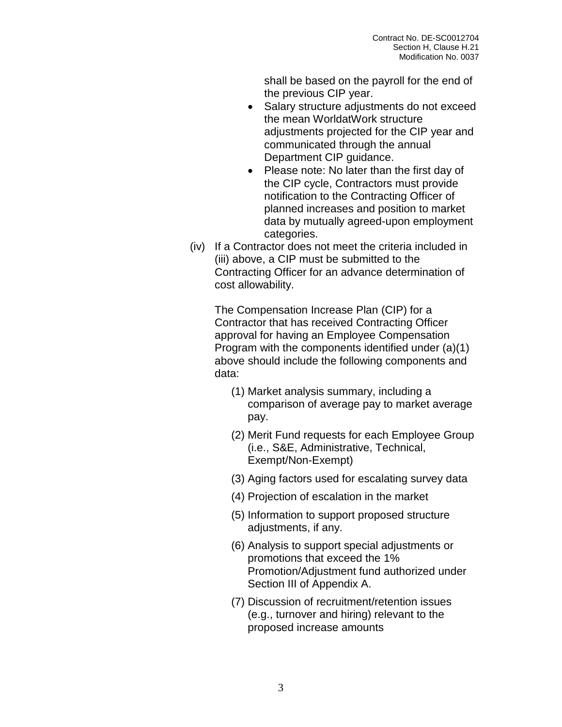shall be based on the payroll for the end of the previous CIP year.

- Salary structure adjustments do not exceed the mean WorldatWork structure adjustments projected for the CIP year and communicated through the annual Department CIP guidance.
- Please note: No later than the first day of the CIP cycle, Contractors must provide notification to the Contracting Officer of planned increases and position to market data by mutually agreed-upon employment categories.

(iv) If a Contractor does not meet the criteria included in (iii) above, a CIP must be submitted to the Contracting Officer for an advance determination of cost allowability.

The Compensation Increase Plan (CIP) for a Contractor that has received Contracting Officer approval for having an Employee Compensation Program with the components identified under (a)(1) above should include the following components and data:

(1) Market analysis summary, including a comparison of average pay to market average pay.

(2) Merit Fund requests for each Employee Group (i.e., S&E, Administrative, Technical, Exempt/Non-Exempt)

(3) Aging factors used for escalating survey data

(4) Projection of escalation in the market

(5) Information to support proposed structure adjustments, if any.

(6) Analysis to support special adjustments or promotions that exceed the 1% Promotion/Adjustment fund authorized under Section III of Appendix A.

(7) Discussion of recruitment/retention issues (e.g., turnover and hiring) relevant to the proposed increase amounts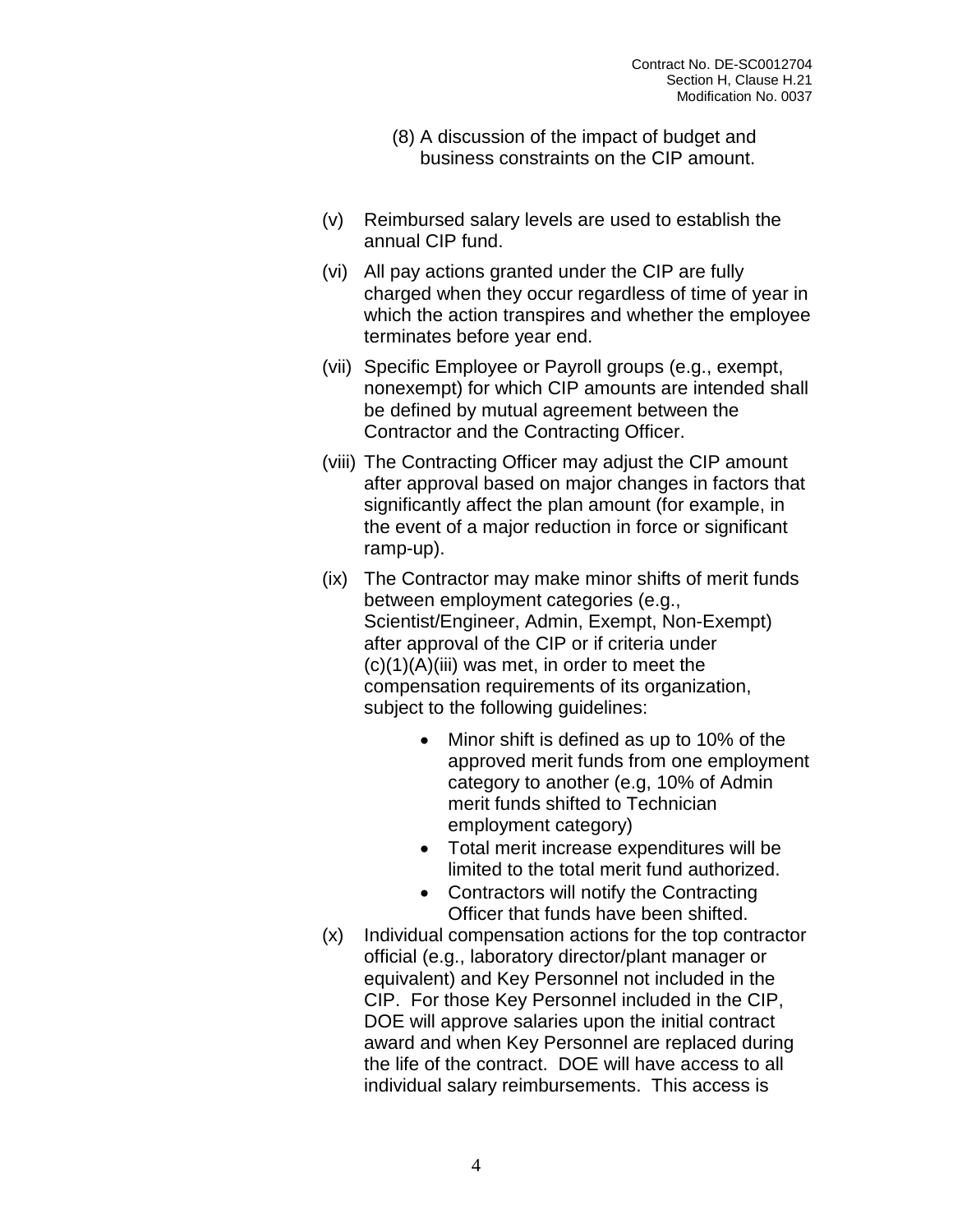(8) A discussion of the impact of budget and business constraints on the CIP amount.

(v) Reimbursed salary levels are used to establish the annual CIP fund.

(vi) All pay actions granted under the CIP are fully charged when they occur regardless of time of year in which the action transpires and whether the employee terminates before year end.

(vii) Specific Employee or Payroll groups (e.g., exempt, nonexempt) for which CIP amounts are intended shall be defined by mutual agreement between the Contractor and the Contracting Officer.

(viii) The Contracting Officer may adjust the CIP amount after approval based on major changes in factors that significantly affect the plan amount (for example, in the event of a major reduction in force or significant ramp-up).

(ix) The Contractor may make minor shifts of merit funds between employment categories (e.g., Scientist/Engineer, Admin, Exempt, Non-Exempt) after approval of the CIP or if criteria under (c)(1)(A)(iii) was met, in order to meet the compensation requirements of its organization, subject to the following guidelines:

- Minor shift is defined as up to 10% of the approved merit funds from one employment category to another (e.g, 10% of Admin merit funds shifted to Technician employment category)
- Total merit increase expenditures will be limited to the total merit fund authorized.
- Contractors will notify the Contracting Officer that funds have been shifted.

(x) Individual compensation actions for the top contractor official (e.g., laboratory director/plant manager or equivalent) and Key Personnel not included in the CIP. For those Key Personnel included in the CIP, DOE will approve salaries upon the initial contract award and when Key Personnel are replaced during the life of the contract. DOE will have access to all individual salary reimbursements. This access is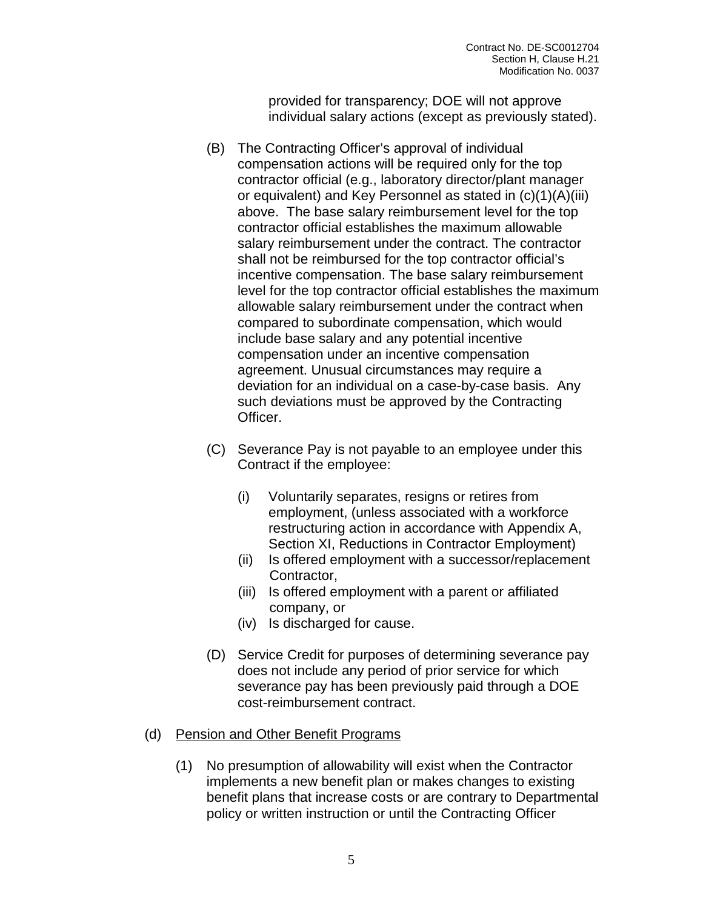provided for transparency; DOE will not approve individual salary actions (except as previously stated).

(B) The Contracting Officer's approval of individual compensation actions will be required only for the top contractor official (e.g., laboratory director/plant manager or equivalent) and Key Personnel as stated in (c)(1)(A)(iii) above. The base salary reimbursement level for the top contractor official establishes the maximum allowable salary reimbursement under the contract. The contractor shall not be reimbursed for the top contractor official's incentive compensation. The base salary reimbursement level for the top contractor official establishes the maximum allowable salary reimbursement under the contract when compared to subordinate compensation, which would include base salary and any potential incentive compensation under an incentive compensation agreement. Unusual circumstances may require a deviation for an individual on a case-by-case basis. Any such deviations must be approved by the Contracting Officer.

(C) Severance Pay is not payable to an employee under this Contract if the employee:

(i) Voluntarily separates, resigns or retires from employment, (unless associated with a workforce restructuring action in accordance with Appendix A, Section XI, Reductions in Contractor Employment)
(ii) Is offered employment with a successor/replacement Contractor,
(iii) Is offered employment with a parent or affiliated company, or
(iv) Is discharged for cause.

(D) Service Credit for purposes of determining severance pay does not include any period of prior service for which severance pay has been previously paid through a DOE cost-reimbursement contract.

(d) <u>Pension and Other Benefit Programs</u>

(1) No presumption of allowability will exist when the Contractor implements a new benefit plan or makes changes to existing benefit plans that increase costs or are contrary to Departmental policy or written instruction or until the Contracting Officer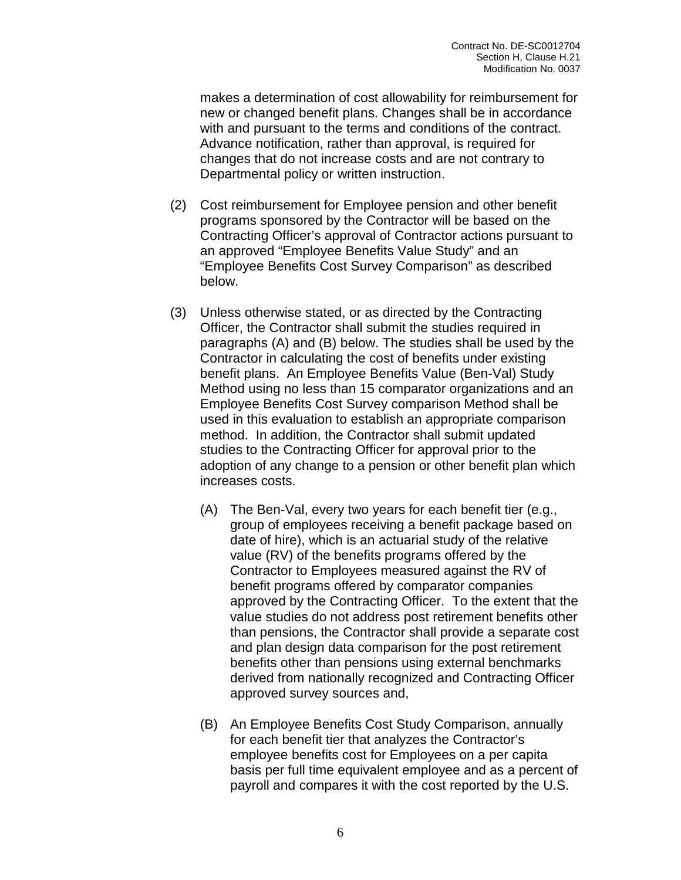makes a determination of cost allowability for reimbursement for new or changed benefit plans. Changes shall be in accordance with and pursuant to the terms and conditions of the contract. Advance notification, rather than approval, is required for changes that do not increase costs and are not contrary to Departmental policy or written instruction.

(2) Cost reimbursement for Employee pension and other benefit programs sponsored by the Contractor will be based on the Contracting Officer's approval of Contractor actions pursuant to an approved "Employee Benefits Value Study" and an "Employee Benefits Cost Survey Comparison" as described below.

(3) Unless otherwise stated, or as directed by the Contracting Officer, the Contractor shall submit the studies required in paragraphs (A) and (B) below. The studies shall be used by the Contractor in calculating the cost of benefits under existing benefit plans. An Employee Benefits Value (Ben-Val) Study Method using no less than 15 comparator organizations and an Employee Benefits Cost Survey comparison Method shall be used in this evaluation to establish an appropriate comparison method. In addition, the Contractor shall submit updated studies to the Contracting Officer for approval prior to the adoption of any change to a pension or other benefit plan which increases costs.

(A) The Ben-Val, every two years for each benefit tier (e.g., group of employees receiving a benefit package based on date of hire), which is an actuarial study of the relative value (RV) of the benefits programs offered by the Contractor to Employees measured against the RV of benefit programs offered by comparator companies approved by the Contracting Officer. To the extent that the value studies do not address post retirement benefits other than pensions, the Contractor shall provide a separate cost and plan design data comparison for the post retirement benefits other than pensions using external benchmarks derived from nationally recognized and Contracting Officer approved survey sources and,

(B) An Employee Benefits Cost Study Comparison, annually for each benefit tier that analyzes the Contractor's employee benefits cost for Employees on a per capita basis per full time equivalent employee and as a percent of payroll and compares it with the cost reported by the U.S.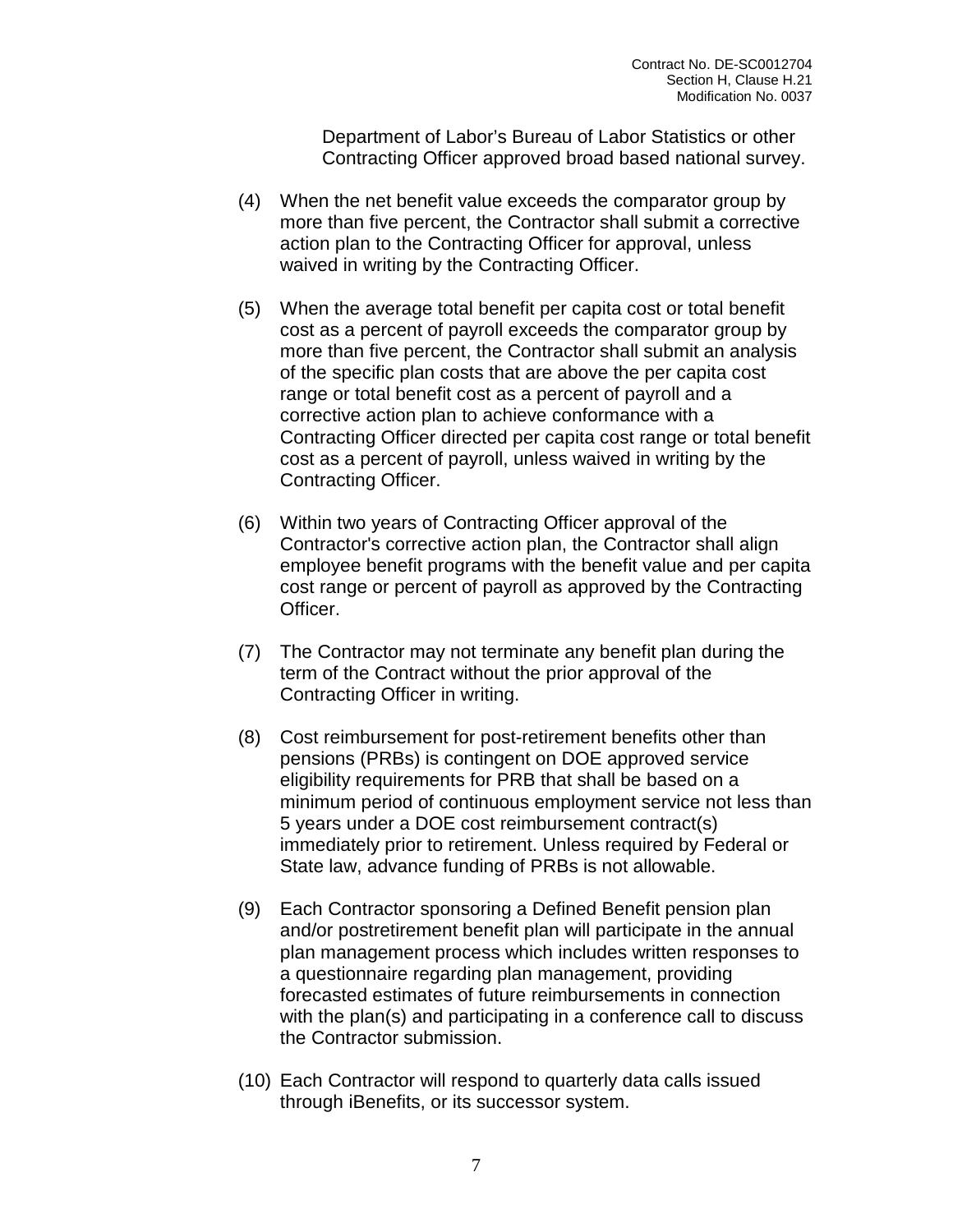Department of Labor's Bureau of Labor Statistics or other Contracting Officer approved broad based national survey.

(4) When the net benefit value exceeds the comparator group by more than five percent, the Contractor shall submit a corrective action plan to the Contracting Officer for approval, unless waived in writing by the Contracting Officer.

(5) When the average total benefit per capita cost or total benefit cost as a percent of payroll exceeds the comparator group by more than five percent, the Contractor shall submit an analysis of the specific plan costs that are above the per capita cost range or total benefit cost as a percent of payroll and a corrective action plan to achieve conformance with a Contracting Officer directed per capita cost range or total benefit cost as a percent of payroll, unless waived in writing by the Contracting Officer.

(6) Within two years of Contracting Officer approval of the Contractor's corrective action plan, the Contractor shall align employee benefit programs with the benefit value and per capita cost range or percent of payroll as approved by the Contracting Officer.

(7) The Contractor may not terminate any benefit plan during the term of the Contract without the prior approval of the Contracting Officer in writing.

(8) Cost reimbursement for post-retirement benefits other than pensions (PRBs) is contingent on DOE approved service eligibility requirements for PRB that shall be based on a minimum period of continuous employment service not less than 5 years under a DOE cost reimbursement contract(s) immediately prior to retirement. Unless required by Federal or State law, advance funding of PRBs is not allowable.

(9) Each Contractor sponsoring a Defined Benefit pension plan and/or postretirement benefit plan will participate in the annual plan management process which includes written responses to a questionnaire regarding plan management, providing forecasted estimates of future reimbursements in connection with the plan(s) and participating in a conference call to discuss the Contractor submission.

(10) Each Contractor will respond to quarterly data calls issued through iBenefits, or its successor system.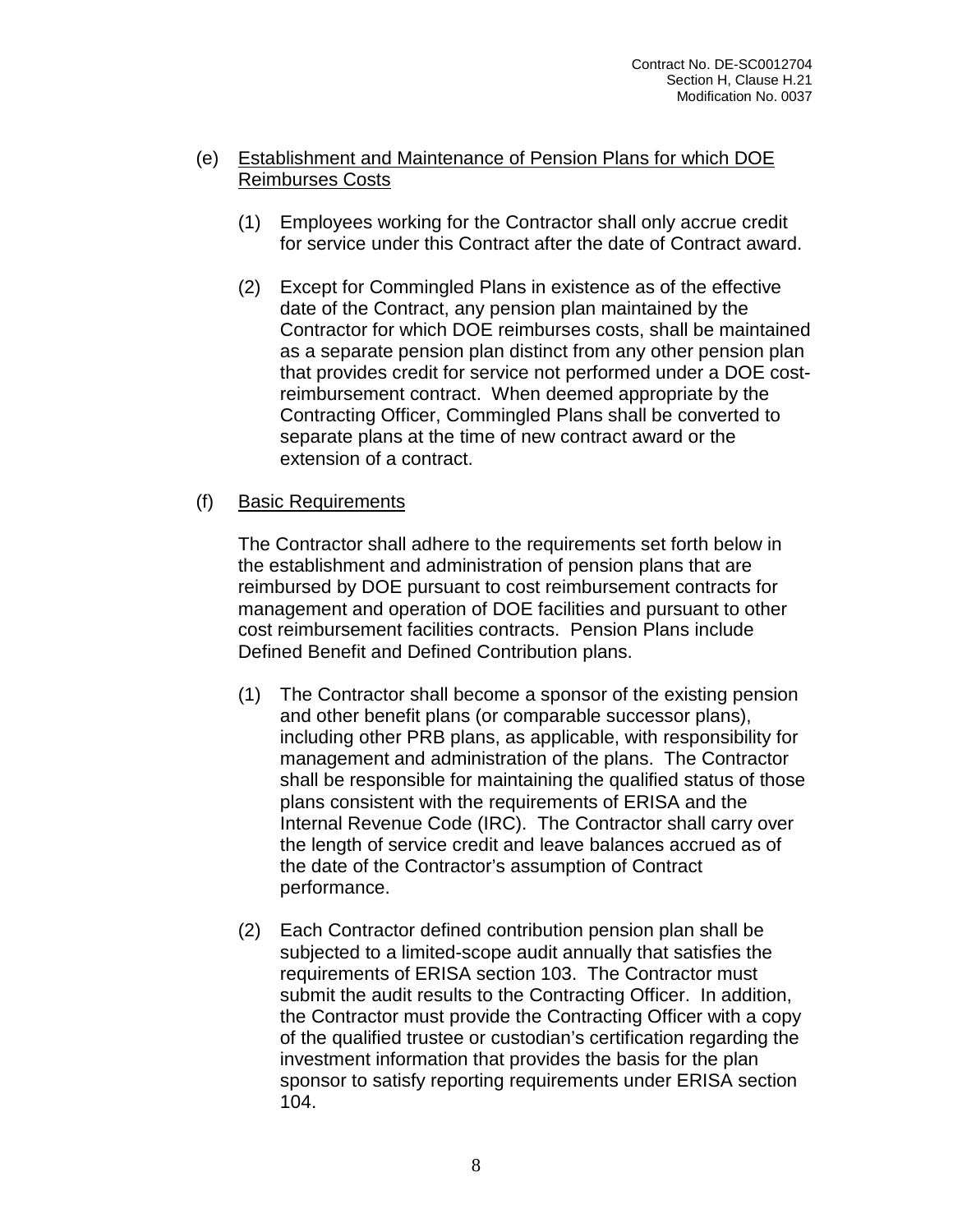(e) <u>Establishment and Maintenance of Pension Plans for which DOE Reimburses Costs</u>

(1) Employees working for the Contractor shall only accrue credit for service under this Contract after the date of Contract award.

(2) Except for Commingled Plans in existence as of the effective date of the Contract, any pension plan maintained by the Contractor for which DOE reimburses costs, shall be maintained as a separate pension plan distinct from any other pension plan that provides credit for service not performed under a DOE cost-reimbursement contract. When deemed appropriate by the Contracting Officer, Commingled Plans shall be converted to separate plans at the time of new contract award or the extension of a contract.

(f) <u>Basic Requirements</u>

The Contractor shall adhere to the requirements set forth below in the establishment and administration of pension plans that are reimbursed by DOE pursuant to cost reimbursement contracts for management and operation of DOE facilities and pursuant to other cost reimbursement facilities contracts. Pension Plans include Defined Benefit and Defined Contribution plans.

(1) The Contractor shall become a sponsor of the existing pension and other benefit plans (or comparable successor plans), including other PRB plans, as applicable, with responsibility for management and administration of the plans. The Contractor shall be responsible for maintaining the qualified status of those plans consistent with the requirements of ERISA and the Internal Revenue Code (IRC). The Contractor shall carry over the length of service credit and leave balances accrued as of the date of the Contractor's assumption of Contract performance.

(2) Each Contractor defined contribution pension plan shall be subjected to a limited-scope audit annually that satisfies the requirements of ERISA section 103. The Contractor must submit the audit results to the Contracting Officer. In addition, the Contractor must provide the Contracting Officer with a copy of the qualified trustee or custodian's certification regarding the investment information that provides the basis for the plan sponsor to satisfy reporting requirements under ERISA section 104.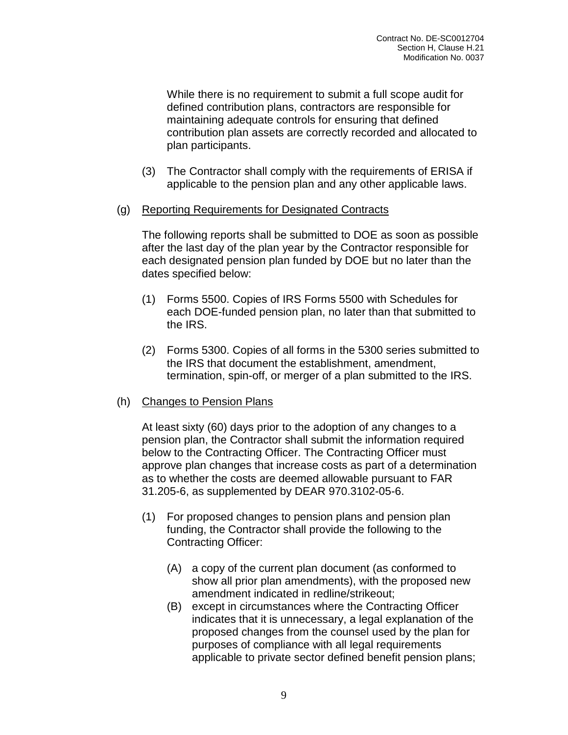While there is no requirement to submit a full scope audit for defined contribution plans, contractors are responsible for maintaining adequate controls for ensuring that defined contribution plan assets are correctly recorded and allocated to plan participants.

(3) The Contractor shall comply with the requirements of ERISA if applicable to the pension plan and any other applicable laws.

(g) Reporting Requirements for Designated Contracts

The following reports shall be submitted to DOE as soon as possible after the last day of the plan year by the Contractor responsible for each designated pension plan funded by DOE but no later than the dates specified below:

(1) Forms 5500. Copies of IRS Forms 5500 with Schedules for each DOE-funded pension plan, no later than that submitted to the IRS.

(2) Forms 5300. Copies of all forms in the 5300 series submitted to the IRS that document the establishment, amendment, termination, spin-off, or merger of a plan submitted to the IRS.

(h) Changes to Pension Plans

At least sixty (60) days prior to the adoption of any changes to a pension plan, the Contractor shall submit the information required below to the Contracting Officer. The Contracting Officer must approve plan changes that increase costs as part of a determination as to whether the costs are deemed allowable pursuant to FAR 31.205-6, as supplemented by DEAR 970.3102-05-6.

(1) For proposed changes to pension plans and pension plan funding, the Contractor shall provide the following to the Contracting Officer:

(A) a copy of the current plan document (as conformed to show all prior plan amendments), with the proposed new amendment indicated in redline/strikeout;
(B) except in circumstances where the Contracting Officer indicates that it is unnecessary, a legal explanation of the proposed changes from the counsel used by the plan for purposes of compliance with all legal requirements applicable to private sector defined benefit pension plans;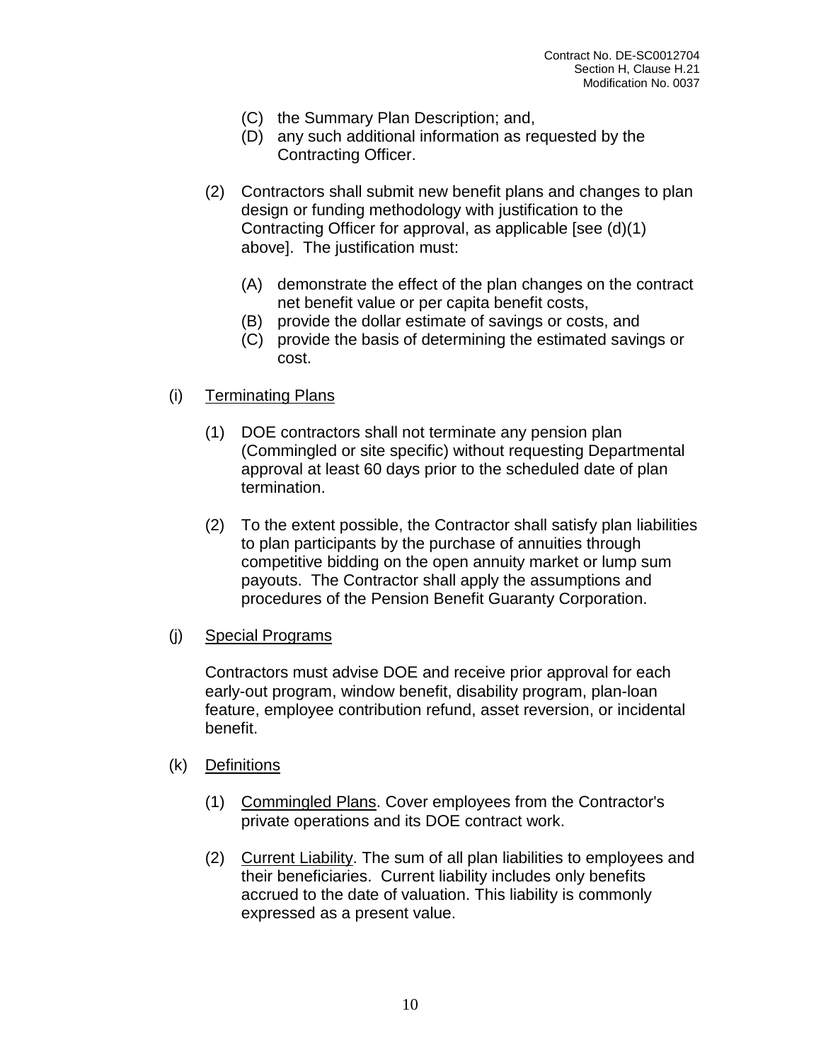(C) the Summary Plan Description; and,
(D) any such additional information as requested by the Contracting Officer.

(2) Contractors shall submit new benefit plans and changes to plan design or funding methodology with justification to the Contracting Officer for approval, as applicable [see (d)(1) above]. The justification must:

(A) demonstrate the effect of the plan changes on the contract net benefit value or per capita benefit costs,
(B) provide the dollar estimate of savings or costs, and
(C) provide the basis of determining the estimated savings or cost.

(i) Terminating Plans

(1) DOE contractors shall not terminate any pension plan (Commingled or site specific) without requesting Departmental approval at least 60 days prior to the scheduled date of plan termination.

(2) To the extent possible, the Contractor shall satisfy plan liabilities to plan participants by the purchase of annuities through competitive bidding on the open annuity market or lump sum payouts. The Contractor shall apply the assumptions and procedures of the Pension Benefit Guaranty Corporation.

(j) Special Programs

Contractors must advise DOE and receive prior approval for each early-out program, window benefit, disability program, plan-loan feature, employee contribution refund, asset reversion, or incidental benefit.

(k) Definitions

(1) Commingled Plans. Cover employees from the Contractor's private operations and its DOE contract work.

(2) Current Liability. The sum of all plan liabilities to employees and their beneficiaries. Current liability includes only benefits accrued to the date of valuation. This liability is commonly expressed as a present value.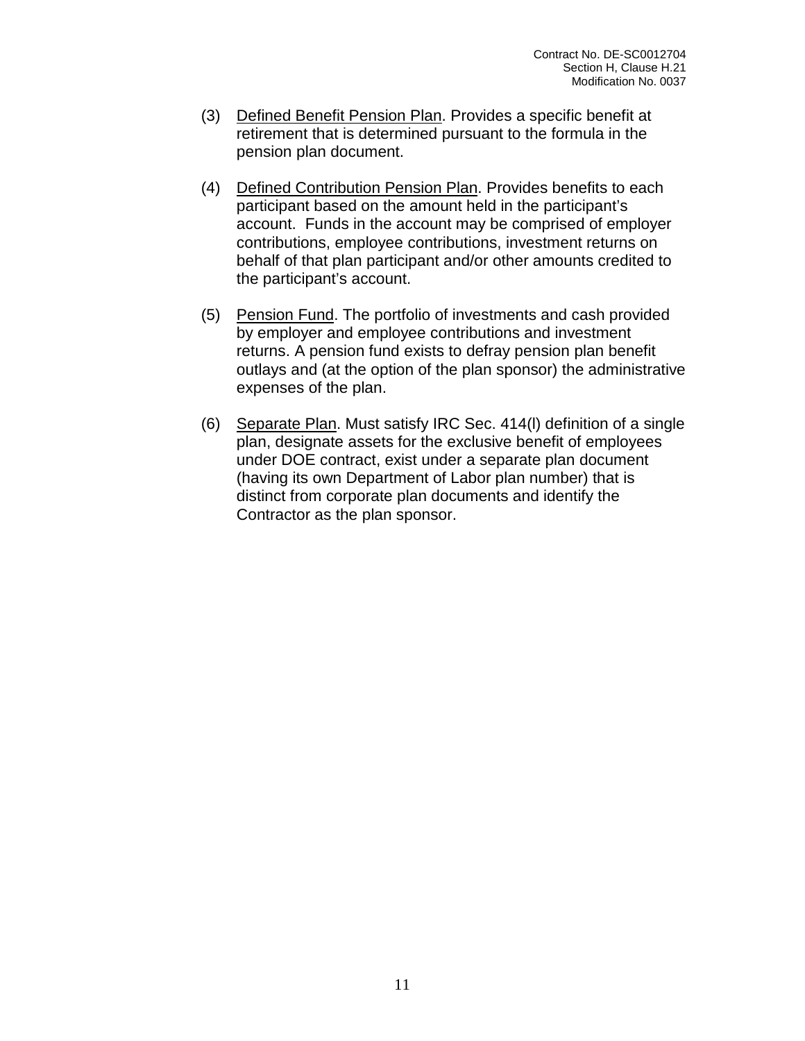(3) Defined Benefit Pension Plan. Provides a specific benefit at retirement that is determined pursuant to the formula in the pension plan document.

(4) Defined Contribution Pension Plan. Provides benefits to each participant based on the amount held in the participant's account. Funds in the account may be comprised of employer contributions, employee contributions, investment returns on behalf of that plan participant and/or other amounts credited to the participant's account.

(5) Pension Fund. The portfolio of investments and cash provided by employer and employee contributions and investment returns. A pension fund exists to defray pension plan benefit outlays and (at the option of the plan sponsor) the administrative expenses of the plan.

(6) Separate Plan. Must satisfy IRC Sec. 414(l) definition of a single plan, designate assets for the exclusive benefit of employees under DOE contract, exist under a separate plan document (having its own Department of Labor plan number) that is distinct from corporate plan documents and identify the Contractor as the plan sponsor.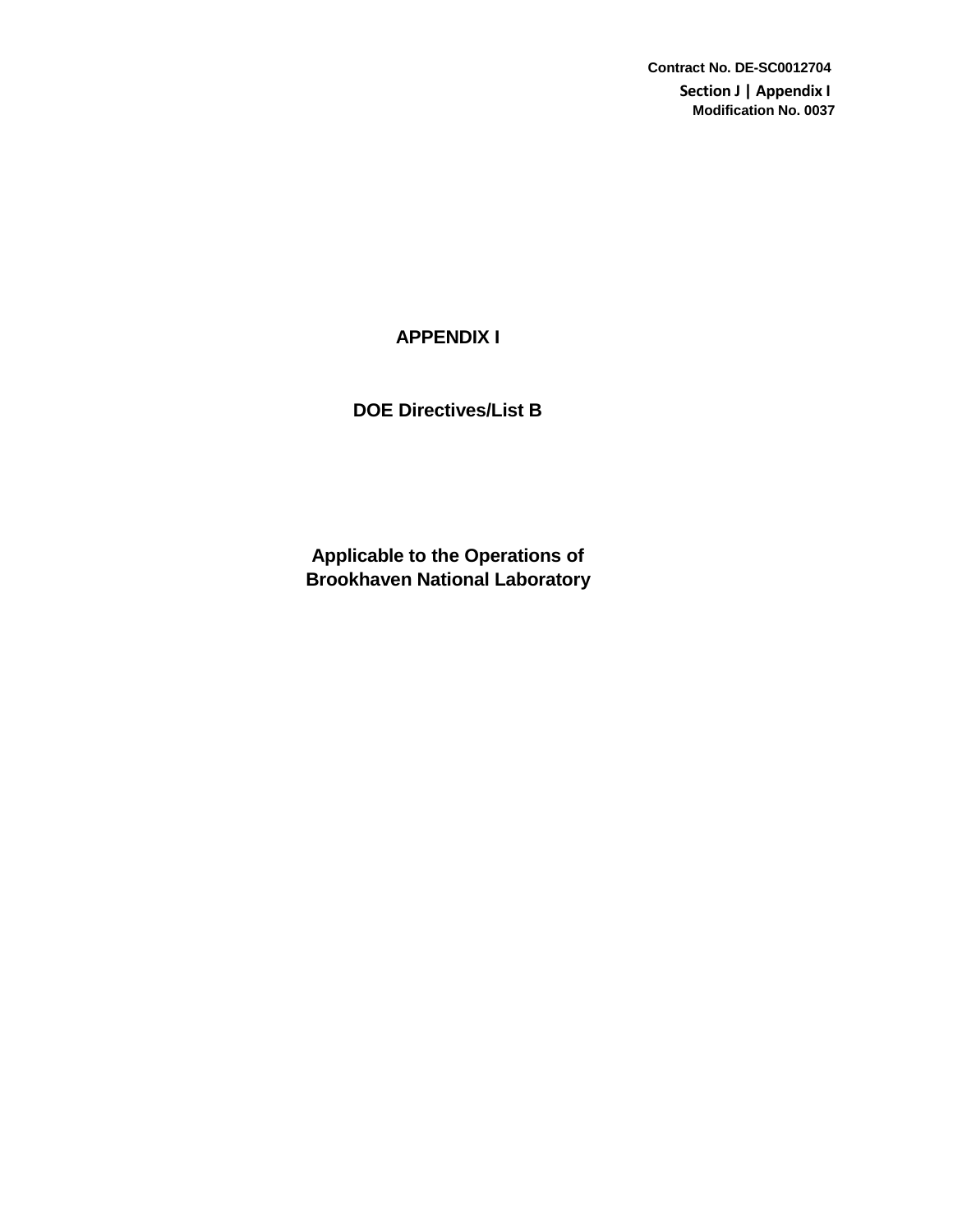Contract No. DE-SC0012704
Section J | Appendix I
Modification No. 0037

# APPENDIX I

## DOE Directives/List B

**Applicable to the Operations of Brookhaven National Laboratory**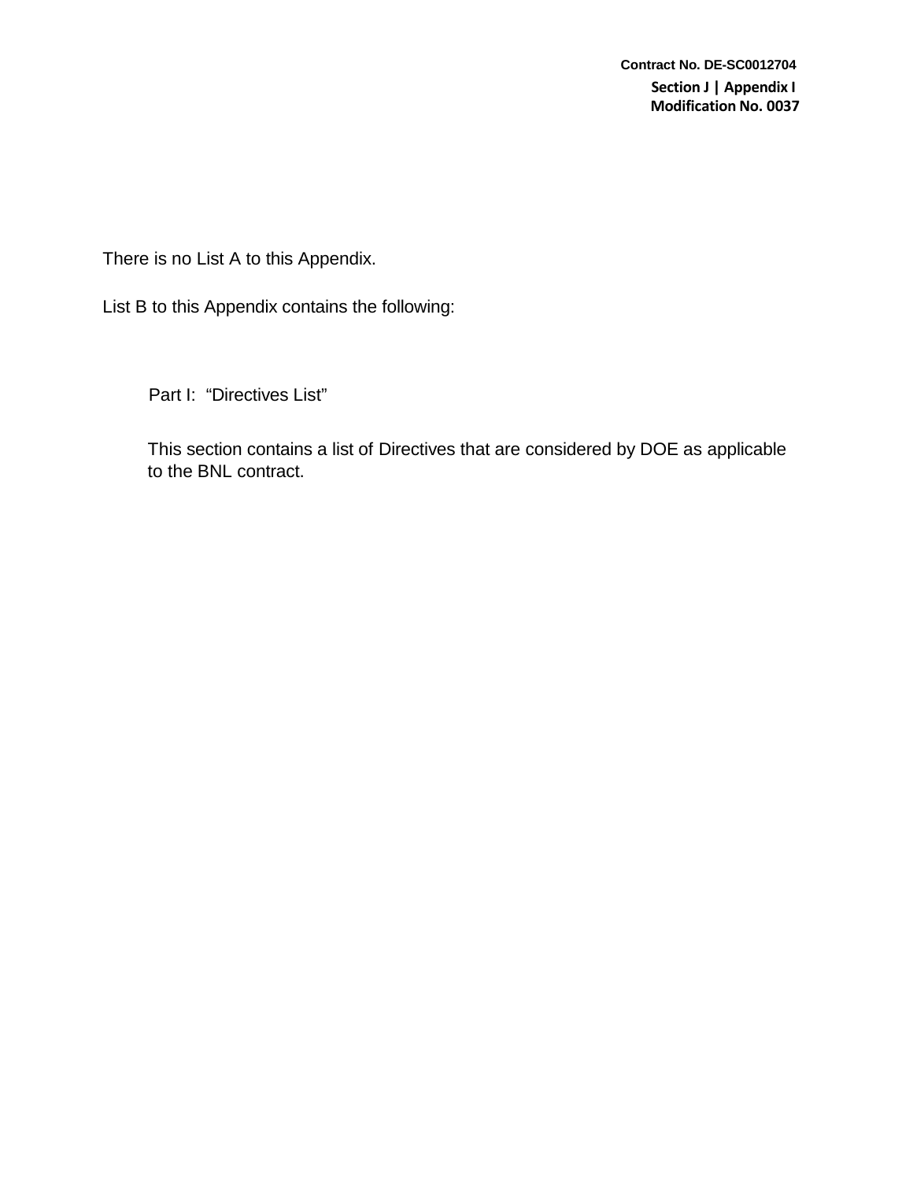There is no List A to this Appendix.

List B to this Appendix contains the following:

Part I: “Directives List”

This section contains a list of Directives that are considered by DOE as applicable to the BNL contract.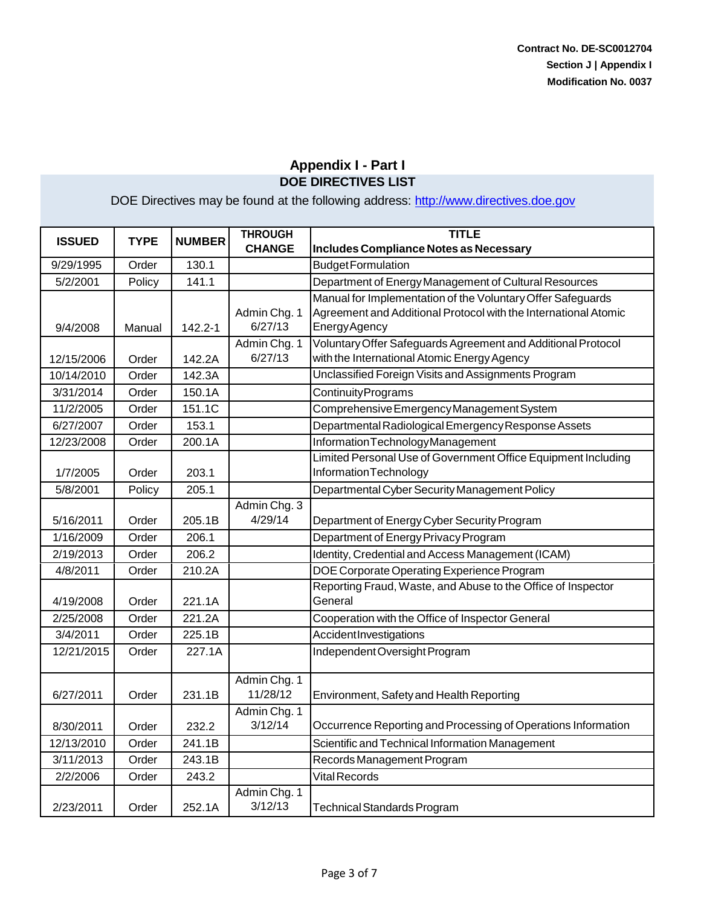Contract No. DE-SC0012704
Section J | Appendix I
Modification No. 0037

## Appendix I - Part I

### DOE DIRECTIVES LIST

DOE Directives may be found at the following address: http://www.directives.doe.gov

| ISSUED | TYPE | NUMBER | THROUGH CHANGE | TITLE Includes Compliance Notes as Necessary |
|---|---|---|---|---|
| 9/29/1995 | Order | 130.1 | | Budget Formulation |
| 5/2/2001 | Policy | 141.1 | | Department of Energy Management of Cultural Resources |
| 9/4/2008 | Manual | 142.2-1 | Admin Chg. 1 6/27/13 | Manual for Implementation of the Voluntary Offer Safeguards Agreement and Additional Protocol with the International Atomic Energy Agency |
| 12/15/2006 | Order | 142.2A | Admin Chg. 1 6/27/13 | Voluntary Offer Safeguards Agreement and Additional Protocol with the International Atomic Energy Agency |
| 10/14/2010 | Order | 142.3A | | Unclassified Foreign Visits and Assignments Program |
| 3/31/2014 | Order | 150.1A | | Continuity Programs |
| 11/2/2005 | Order | 151.1C | | Comprehensive Emergency Management System |
| 6/27/2007 | Order | 153.1 | | Departmental Radiological Emergency Response Assets |
| 12/23/2008 | Order | 200.1A | | Information Technology Management |
| 1/7/2005 | Order | 203.1 | | Limited Personal Use of Government Office Equipment Including Information Technology |
| 5/8/2001 | Policy | 205.1 | | Departmental Cyber Security Management Policy |
| 5/16/2011 | Order | 205.1B | Admin Chg. 3 4/29/14 | Department of Energy Cyber Security Program |
| 1/16/2009 | Order | 206.1 | | Department of Energy Privacy Program |
| 2/19/2013 | Order | 206.2 | | Identity, Credential and Access Management (ICAM) |
| 4/8/2011 | Order | 210.2A | | DOE Corporate Operating Experience Program |
| 4/19/2008 | Order | 221.1A | | Reporting Fraud, Waste, and Abuse to the Office of Inspector General |
| 2/25/2008 | Order | 221.2A | | Cooperation with the Office of Inspector General |
| 3/4/2011 | Order | 225.1B | | Accident Investigations |
| 12/21/2015 | Order | 227.1A | | Independent Oversight Program |
| 6/27/2011 | Order | 231.1B | Admin Chg. 1 11/28/12 | Environment, Safety and Health Reporting |
| 8/30/2011 | Order | 232.2 | Admin Chg. 1 3/12/14 | Occurrence Reporting and Processing of Operations Information |
| 12/13/2010 | Order | 241.1B | | Scientific and Technical Information Management |
| 3/11/2013 | Order | 243.1B | | Records Management Program |
| 2/2/2006 | Order | 243.2 | | Vital Records |
| 2/23/2011 | Order | 252.1A | Admin Chg. 1 3/12/13 | Technical Standards Program |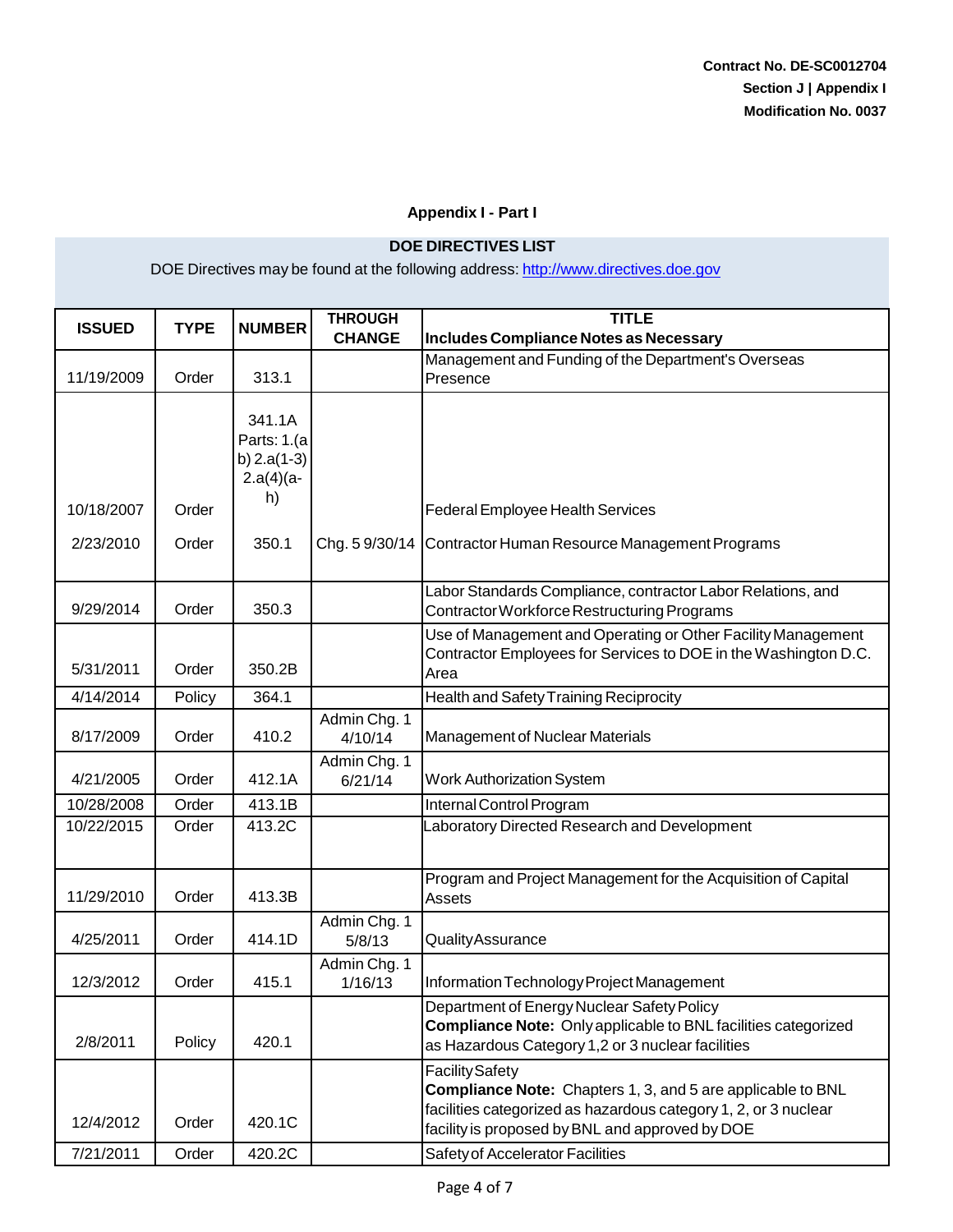Contract No. DE-SC0012704
Section J | Appendix I
Modification No. 0037

## Appendix I - Part I

**DOE DIRECTIVES LIST**

DOE Directives may be found at the following address: http://www.directives.doe.gov

| ISSUED | TYPE | NUMBER | THROUGH CHANGE | TITLE Includes Compliance Notes as Necessary |
|---|---|---|---|---|
| 11/19/2009 | Order | 313.1 | | Management and Funding of the Department's Overseas Presence |
| 10/18/2007 | Order | 341.1A Parts: 1.(a b) 2.a(1-3) 2.a(4)(a-h) | | Federal Employee Health Services |
| 2/23/2010 | Order | 350.1 | Chg. 5 9/30/14 | Contractor Human Resource Management Programs |
| 9/29/2014 | Order | 350.3 | | Labor Standards Compliance, contractor Labor Relations, and Contractor Workforce Restructuring Programs |
| 5/31/2011 | Order | 350.2B | | Use of Management and Operating or Other Facility Management Contractor Employees for Services to DOE in the Washington D.C. Area |
| 4/14/2014 | Policy | 364.1 | | Health and Safety Training Reciprocity |
| 8/17/2009 | Order | 410.2 | Admin Chg. 1 4/10/14 | Management of Nuclear Materials |
| 4/21/2005 | Order | 412.1A | Admin Chg. 1 6/21/14 | Work Authorization System |
| 10/28/2008 | Order | 413.1B | | Internal Control Program |
| 10/22/2015 | Order | 413.2C | | Laboratory Directed Research and Development |
| 11/29/2010 | Order | 413.3B | | Program and Project Management for the Acquisition of Capital Assets |
| 4/25/2011 | Order | 414.1D | Admin Chg. 1 5/8/13 | Quality Assurance |
| 12/3/2012 | Order | 415.1 | Admin Chg. 1 1/16/13 | Information Technology Project Management |
| 2/8/2011 | Policy | 420.1 | | Department of Energy Nuclear Safety Policy **Compliance Note:** Only applicable to BNL facilities categorized as Hazardous Category 1,2 or 3 nuclear facilities |
| 12/4/2012 | Order | 420.1C | | Facility Safety **Compliance Note:** Chapters 1, 3, and 5 are applicable to BNL facilities categorized as hazardous category 1, 2, or 3 nuclear facility is proposed by BNL and approved by DOE |
| 7/21/2011 | Order | 420.2C | | Safety of Accelerator Facilities |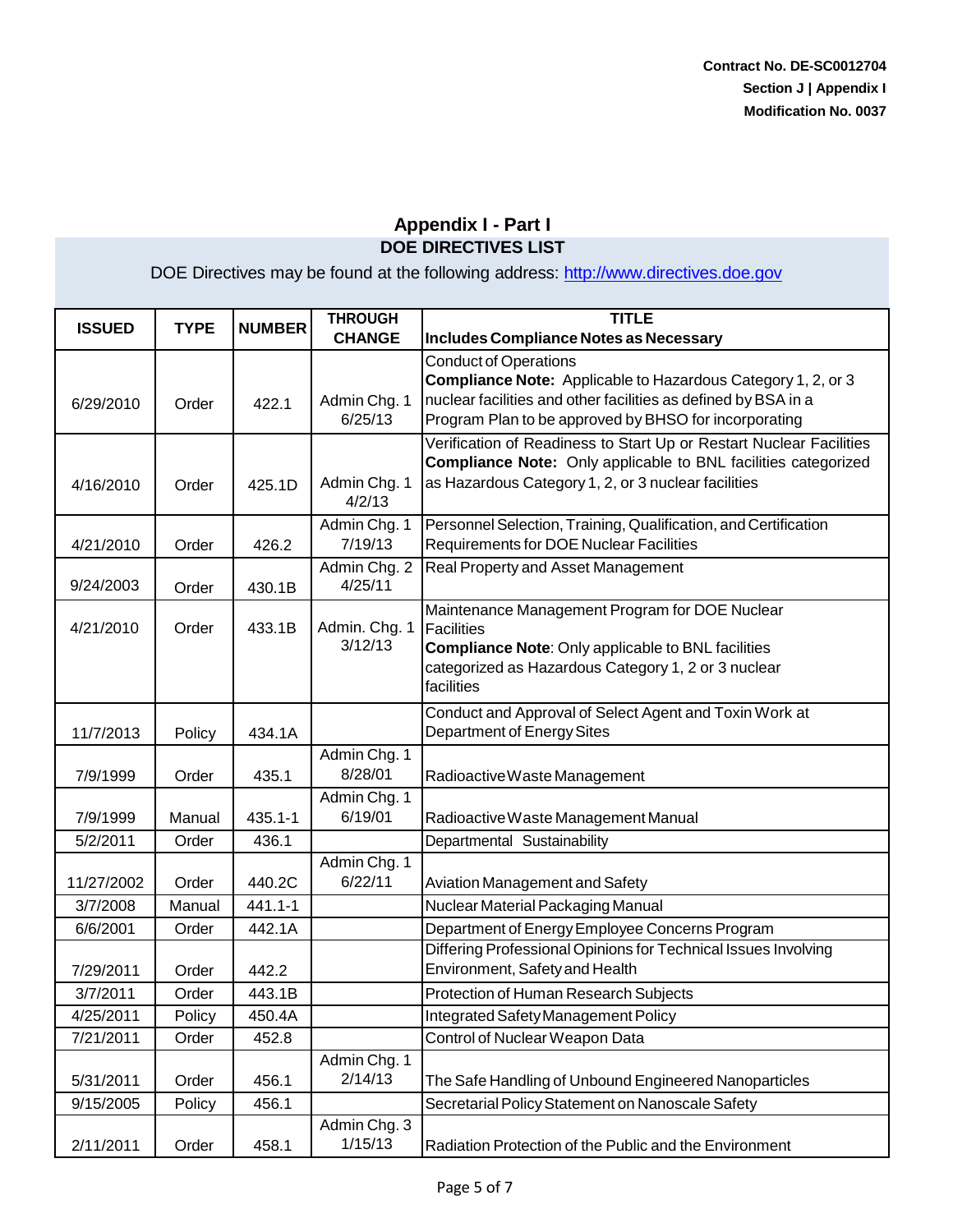Contract No. DE-SC0012704
Section J | Appendix I
Modification No. 0037

## Appendix I - Part I
### DOE DIRECTIVES LIST

DOE Directives may be found at the following address: http://www.directives.doe.gov

| ISSUED | TYPE | NUMBER | THROUGH CHANGE | TITLE Includes Compliance Notes as Necessary |
|---|---|---|---|---|
| 6/29/2010 | Order | 422.1 | Admin Chg. 1 6/25/13 | Conduct of Operations **Compliance Note:** Applicable to Hazardous Category 1, 2, or 3 nuclear facilities and other facilities as defined by BSA in a Program Plan to be approved by BHSO for incorporating |
| 4/16/2010 | Order | 425.1D | Admin Chg. 1 4/2/13 | Verification of Readiness to Start Up or Restart Nuclear Facilities **Compliance Note:** Only applicable to BNL facilities categorized as Hazardous Category 1, 2, or 3 nuclear facilities |
| 4/21/2010 | Order | 426.2 | Admin Chg. 1 7/19/13 | Personnel Selection, Training, Qualification, and Certification Requirements for DOE Nuclear Facilities |
| 9/24/2003 | Order | 430.1B | Admin Chg. 2 4/25/11 | Real Property and Asset Management |
| 4/21/2010 | Order | 433.1B | Admin. Chg. 1 3/12/13 | Maintenance Management Program for DOE Nuclear Facilities **Compliance Note**: Only applicable to BNL facilities categorized as Hazardous Category 1, 2 or 3 nuclear facilities |
| 11/7/2013 | Policy | 434.1A | | Conduct and Approval of Select Agent and Toxin Work at Department of Energy Sites |
| 7/9/1999 | Order | 435.1 | Admin Chg. 1 8/28/01 | Radioactive Waste Management |
| 7/9/1999 | Manual | 435.1-1 | Admin Chg. 1 6/19/01 | Radioactive Waste Management Manual |
| 5/2/2011 | Order | 436.1 | | Departmental Sustainability |
| 11/27/2002 | Order | 440.2C | Admin Chg. 1 6/22/11 | Aviation Management and Safety |
| 3/7/2008 | Manual | 441.1-1 | | Nuclear Material Packaging Manual |
| 6/6/2001 | Order | 442.1A | | Department of Energy Employee Concerns Program |
| 7/29/2011 | Order | 442.2 | | Differing Professional Opinions for Technical Issues Involving Environment, Safety and Health |
| 3/7/2011 | Order | 443.1B | | Protection of Human Research Subjects |
| 4/25/2011 | Policy | 450.4A | | Integrated Safety Management Policy |
| 7/21/2011 | Order | 452.8 | | Control of Nuclear Weapon Data |
| 5/31/2011 | Order | 456.1 | Admin Chg. 1 2/14/13 | The Safe Handling of Unbound Engineered Nanoparticles |
| 9/15/2005 | Policy | 456.1 | | Secretarial Policy Statement on Nanoscale Safety |
| 2/11/2011 | Order | 458.1 | Admin Chg. 3 1/15/13 | Radiation Protection of the Public and the Environment |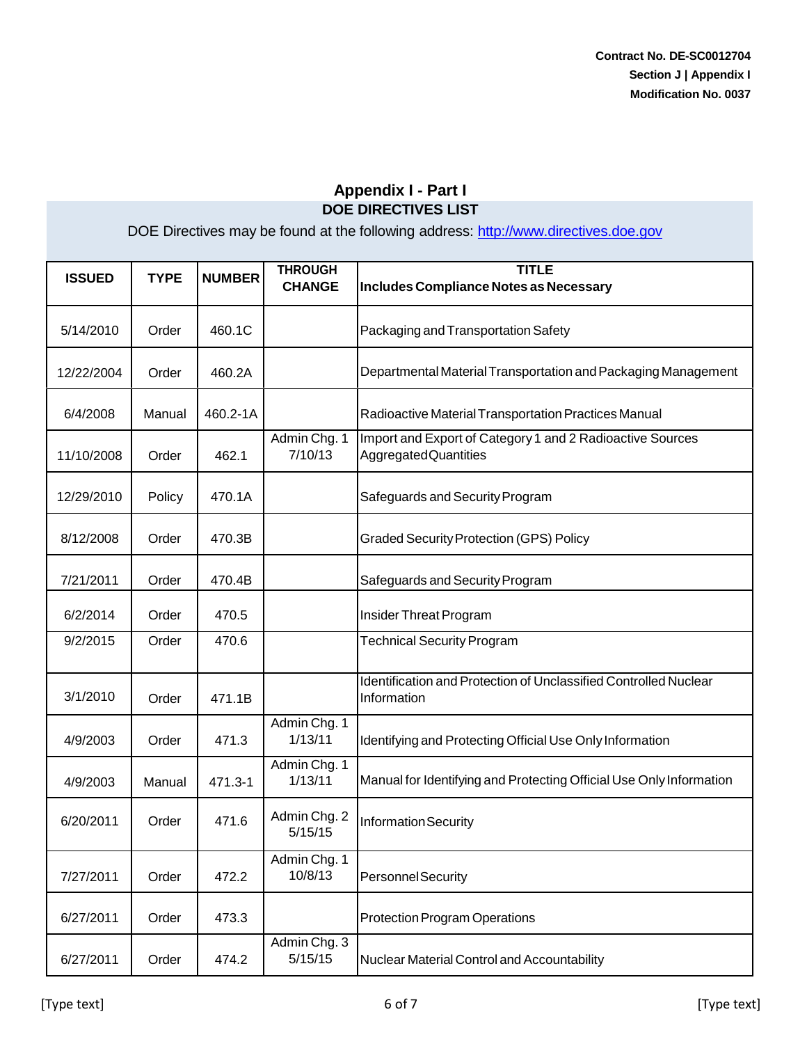## Appendix I - Part I

### DOE DIRECTIVES LIST

DOE Directives may be found at the following address: http://www.directives.doe.gov

| ISSUED | TYPE | NUMBER | THROUGH CHANGE | TITLE<br>Includes Compliance Notes as Necessary |
|---|---|---|---|---|
| 5/14/2010 | Order | 460.1C | | Packaging and Transportation Safety |
| 12/22/2004 | Order | 460.2A | | Departmental Material Transportation and Packaging Management |
| 6/4/2008 | Manual | 460.2-1A | | Radioactive Material Transportation Practices Manual |
| 11/10/2008 | Order | 462.1 | Admin Chg. 1 7/10/13 | Import and Export of Category 1 and 2 Radioactive Sources Aggregated Quantities |
| 12/29/2010 | Policy | 470.1A | | Safeguards and Security Program |
| 8/12/2008 | Order | 470.3B | | Graded Security Protection (GPS) Policy |
| 7/21/2011 | Order | 470.4B | | Safeguards and Security Program |
| 6/2/2014 | Order | 470.5 | | Insider Threat Program |
| 9/2/2015 | Order | 470.6 | | Technical Security Program |
| 3/1/2010 | Order | 471.1B | | Identification and Protection of Unclassified Controlled Nuclear Information |
| 4/9/2003 | Order | 471.3 | Admin Chg. 1 1/13/11 | Identifying and Protecting Official Use Only Information |
| 4/9/2003 | Manual | 471.3-1 | Admin Chg. 1 1/13/11 | Manual for Identifying and Protecting Official Use Only Information |
| 6/20/2011 | Order | 471.6 | Admin Chg. 2 5/15/15 | Information Security |
| 7/27/2011 | Order | 472.2 | Admin Chg. 1 10/8/13 | Personnel Security |
| 6/27/2011 | Order | 473.3 | | Protection Program Operations |
| 6/27/2011 | Order | 474.2 | Admin Chg. 3 5/15/15 | Nuclear Material Control and Accountability |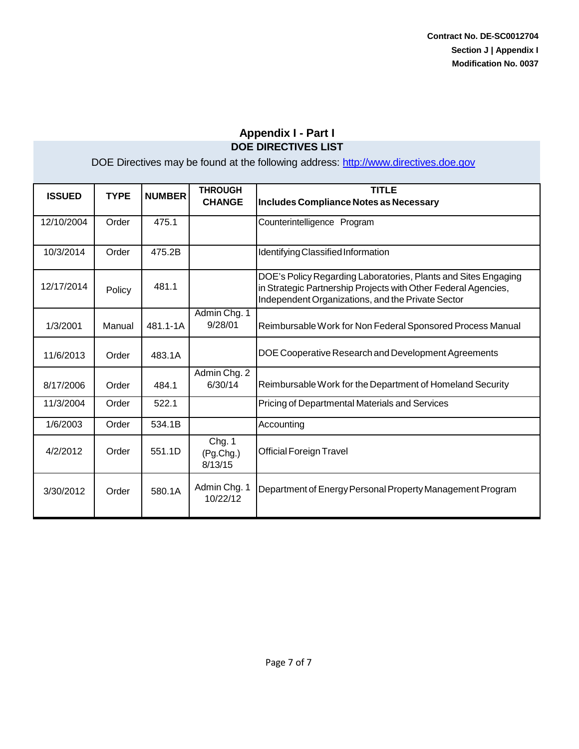**Contract No. DE-SC0012704**
**Section J | Appendix I**
**Modification No. 0037**

## Appendix I - Part I

### DOE DIRECTIVES LIST

DOE Directives may be found at the following address: http://www.directives.doe.gov

| ISSUED | TYPE | NUMBER | THROUGH CHANGE | TITLE Includes Compliance Notes as Necessary |
|---|---|---|---|---|
| 12/10/2004 | Order | 475.1 | | Counterintelligence Program |
| 10/3/2014 | Order | 475.2B | | Identifying Classified Information |
| 12/17/2014 | Policy | 481.1 | | DOE's Policy Regarding Laboratories, Plants and Sites Engaging in Strategic Partnership Projects with Other Federal Agencies, Independent Organizations, and the Private Sector |
| 1/3/2001 | Manual | 481.1-1A | Admin Chg. 1 9/28/01 | Reimbursable Work for Non Federal Sponsored Process Manual |
| 11/6/2013 | Order | 483.1A | | DOE Cooperative Research and Development Agreements |
| 8/17/2006 | Order | 484.1 | Admin Chg. 2 6/30/14 | Reimbursable Work for the Department of Homeland Security |
| 11/3/2004 | Order | 522.1 | | Pricing of Departmental Materials and Services |
| 1/6/2003 | Order | 534.1B | | Accounting |
| 4/2/2012 | Order | 551.1D | Chg. 1 (Pg.Chg.) 8/13/15 | Official Foreign Travel |
| 3/30/2012 | Order | 580.1A | Admin Chg. 1 10/22/12 | Department of Energy Personal Property Management Program |